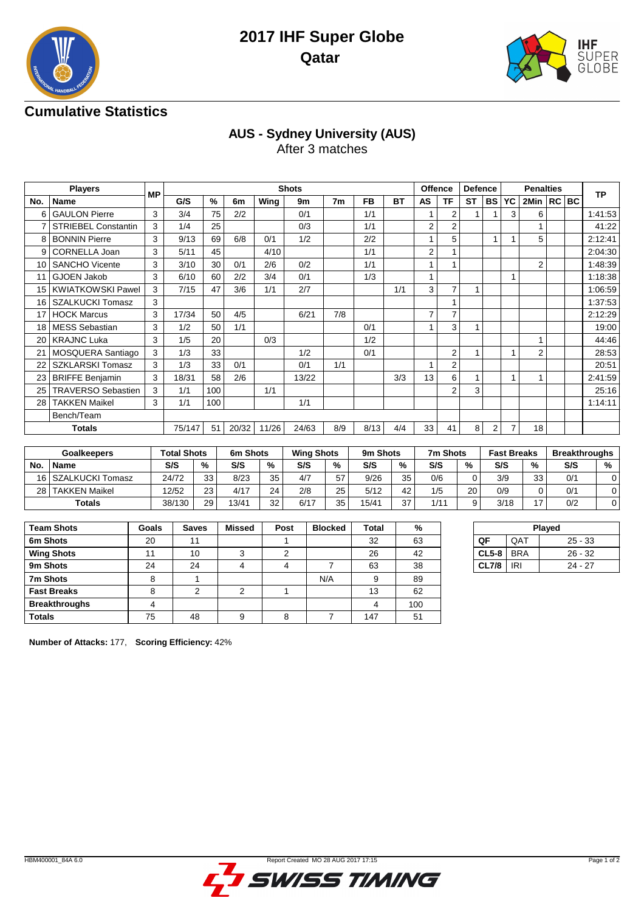# 2017 IHF Super Globe

## Qatar

## Cumulative Statistics

### AUS - Sydney University (AUS)

After 3 matches

| Players | | MP | Shots | | | | | | | | Offence | | Defence | | Penalties | | | | TP |
|---|---|---|---|---|---|---|---|---|---|---|---|---|---|---|---|---|---|---|---|
| No. | Name | | G/S | % | 6m | Wing | 9m | 7m | FB | BT | AS | TF | ST | BS | YC | 2Min | RC | BC | |
| 6 | GAULON Pierre | 3 | 3/4 | 75 | 2/2 | | 0/1 | | 1/1 | | 1 | 2 | 1 | 1 | 3 | 6 | | | 1:41:53 |
| 7 | STRIEBEL Constantin | 3 | 1/4 | 25 | | | 0/3 | | 1/1 | | 2 | 2 | | | | 1 | | | 41:22 |
| 8 | BONNIN Pierre | 3 | 9/13 | 69 | 6/8 | 0/1 | 1/2 | | 2/2 | | 1 | 5 | | 1 | 1 | 5 | | | 2:12:41 |
| 9 | CORNELLA Joan | 3 | 5/11 | 45 | | 4/10 | | | 1/1 | | 2 | 1 | | | | | | | 2:04:30 |
| 10 | SANCHO Vicente | 3 | 3/10 | 30 | 0/1 | 2/6 | 0/2 | | 1/1 | | 1 | 1 | | | | 2 | | | 1:48:39 |
| 11 | GJOEN Jakob | 3 | 6/10 | 60 | 2/2 | 3/4 | 0/1 | | 1/3 | | 1 | | | | 1 | | | | 1:18:38 |
| 15 | KWIATKOWSKI Pawel | 3 | 7/15 | 47 | 3/6 | 1/1 | 2/7 | | | 1/1 | 3 | 7 | 1 | | | | | | 1:06:59 |
| 16 | SZALKUCKI Tomasz | 3 | | | | | | | | | | 1 | | | | | | | 1:37:53 |
| 17 | HOCK Marcus | 3 | 17/34 | 50 | 4/5 | | 6/21 | 7/8 | | | 7 | 7 | | | | | | | 2:12:29 |
| 18 | MESS Sebastian | 3 | 1/2 | 50 | 1/1 | | | | 0/1 | | 1 | 3 | 1 | | | | | | 19:00 |
| 20 | KRAJNC Luka | 3 | 1/5 | 20 | | 0/3 | | | 1/2 | | | | | | | 1 | | | 44:46 |
| 21 | MOSQUERA Santiago | 3 | 1/3 | 33 | | | 1/2 | | 0/1 | | | 2 | 1 | | 1 | 2 | | | 28:53 |
| 22 | SZKLARSKI Tomasz | 3 | 1/3 | 33 | 0/1 | | 0/1 | 1/1 | | | 1 | 2 | | | | | | | 20:51 |
| 23 | BRIFFE Benjamin | 3 | 18/31 | 58 | 2/6 | | 13/22 | | | 3/3 | 13 | 6 | 1 | | 1 | 1 | | | 2:41:59 |
| 25 | TRAVERSO Sebastien | 3 | 1/1 | 100 | | 1/1 | | | | | | 2 | 3 | | | | | | 25:16 |
| 28 | TAKKEN Maikel | 3 | 1/1 | 100 | | | 1/1 | | | | | | | | | | | | 1:14:11 |
| | Bench/Team | | | | | | | | | | | | | | | | | | |
| Totals | | | 75/147 | 51 | 20/32 | 11/26 | 24/63 | 8/9 | 8/13 | 4/4 | 33 | 41 | 8 | 2 | 7 | 18 | | | |

| Goalkeepers | | Total Shots | | 6m Shots | | Wing Shots | | 9m Shots | | 7m Shots | | Fast Breaks | | Breakthroughs | |
|---|---|---|---|---|---|---|---|---|---|---|---|---|---|---|---|
| No. | Name | S/S | % | S/S | % | S/S | % | S/S | % | S/S | % | S/S | % | S/S | % |
| 16 | SZALKUCKI Tomasz | 24/72 | 33 | 8/23 | 35 | 4/7 | 57 | 9/26 | 35 | 0/6 | 0 | 3/9 | 33 | 0/1 | 0 |
| 28 | TAKKEN Maikel | 12/52 | 23 | 4/17 | 24 | 2/8 | 25 | 5/12 | 42 | 1/5 | 20 | 0/9 | 0 | 0/1 | 0 |
| Totals | | 38/130 | 29 | 13/41 | 32 | 6/17 | 35 | 15/41 | 37 | 1/11 | 9 | 3/18 | 17 | 0/2 | 0 |

| Team Shots | Goals | Saves | Missed | Post | Blocked | Total | % |
|---|---|---|---|---|---|---|---|
| 6m Shots | 20 | 11 | | 1 | | 32 | 63 |
| Wing Shots | 11 | 10 | 3 | 2 | | 26 | 42 |
| 9m Shots | 24 | 24 | 4 | 4 | 7 | 63 | 38 |
| 7m Shots | 8 | 1 | | | N/A | 9 | 89 |
| Fast Breaks | 8 | 2 | 2 | 1 | | 13 | 62 |
| Breakthroughs | 4 | | | | | 4 | 100 |
| Totals | 75 | 48 | 9 | 8 | 7 | 147 | 51 |

| Played | | |
|---|---|---|
| QF | QAT | 25 - 33 |
| CL5-8 | BRA | 26 - 32 |
| CL7/8 | IRI | 24 - 27 |

**Number of Attacks:** 177, **Scoring Efficiency:** 42%

HBM400001_84A 6.0 Report Created MO 28 AUG 2017 17:15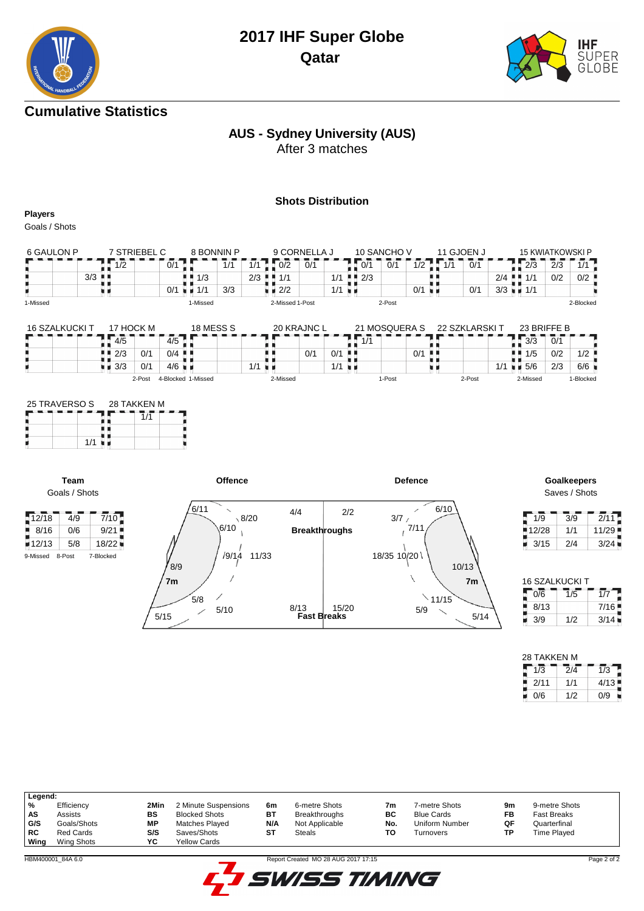# 2017 IHF Super Globe
## Qatar

## Cumulative Statistics

### AUS - Sydney University (AUS)
After 3 matches

### Shots Distribution

**Players**
Goals / Shots

**6 GAULON P**

| | | |
|---|---|---|
| | | |
| | | 3/3 |
| | | |

1-Missed

**7 STRIEBEL C**

| | | |
|---|---|---|
| 1/2 | | 0/1 |
| | | |
| | | 0/1 |

**8 BONNIN P**

| | | |
|---|---|---|
| | 1/1 | 1/1 |
| 1/3 | | 2/3 |
| 1/1 | 3/3 | |

1-Missed

**9 CORNELLA J**

| | | |
|---|---|---|
| 0/2 | 0/1 | |
| 1/1 | | 1/1 |
| 2/2 | | 1/1 |

2-Missed 1-Post

**10 SANCHO V**

| | | |
|---|---|---|
| 0/1 | 0/1 | 1/2 |
| 2/3 | | |
| | | 0/1 |

2-Post

**11 GJOEN J**

| | | |
|---|---|---|
| 1/1 | 0/1 | |
| | | 2/4 |
| | 0/1 | 3/3 |

**15 KWIATKOWSKI P**

| | | |
|---|---|---|
| 2/3 | 2/3 | 1/1 |
| 1/1 | 0/2 | 0/2 |
| 1/1 | | |

2-Blocked

**16 SZALKUCKI T**

| | | |
|---|---|---|
| | | |
| | | |
| | | |

**17 HOCK M**

| | | |
|---|---|---|
| 4/5 | | 4/5 |
| 2/3 | 0/1 | 0/4 |
| 3/3 | 0/1 | 4/6 |

2-Post 4-Blocked

**18 MESS S**

| | | |
|---|---|---|
| | | |
| | | |
| | | 1/1 |

1-Missed

**20 KRAJNC L**

| | | |
|---|---|---|
| | | |
| | 0/1 | 0/1 |
| | | 1/1 |

2-Missed

**21 MOSQUERA S**

| | | |
|---|---|---|
| 1/1 | | |
| | | 0/1 |
| | | |

1-Post

**22 SZKLARSKI T**

| | | |
|---|---|---|
| | | |
| | | |
| | | 1/1 |

2-Post

**23 BRIFFE B**

| | | |
|---|---|---|
| 3/3 | 0/1 | |
| 1/5 | 0/2 | 1/2 |
| 5/6 | 2/3 | 6/6 |

2-Missed 1-Blocked

**25 TRAVERSO S**

| | | |
|---|---|---|
| | | |
| | | |
| | | 1/1 |

**28 TAKKEN M**

| | | |
|---|---|---|
| | 1/1 | |
| | | |
| | | |

**Team**
Goals / Shots

| | | |
|---|---|---|
| 12/18 | 4/9 | 7/10 |
| 8/16 | 0/6 | 9/21 |
| 12/13 | 5/8 | 18/22 |

9-Missed 8-Post 7-Blocked

**Offence**

6/11
8/20
6/10
/9/14
11/33
8/9
7m
5/8
5/10
5/15
4/4
2/2
Breakthroughs
8/13
15/20
Fast Breaks

**Defence**

3/7
6/10
7/11
18/35
10/20
10/13
7m
11/15
5/9
5/14

**Goalkeepers**
Saves / Shots

| | | |
|---|---|---|
| 1/9 | 3/9 | 2/11 |
| 12/28 | 1/1 | 11/29 |
| 3/15 | 2/4 | 3/24 |

**16 SZALKUCKI T**

| | | |
|---|---|---|
| 0/6 | 1/5 | 1/7 |
| 8/13 | | 7/16 |
| 3/9 | 1/2 | 3/14 |

**28 TAKKEN M**

| | | |
|---|---|---|
| 1/3 | 2/4 | 1/3 |
| 2/11 | 1/1 | 4/13 |
| 0/6 | 1/2 | 0/9 |

**Legend:**

| | | | | | | | | | |
|---|---|---|---|---|---|---|---|---|---|
| % | Efficiency | 2Min | 2 Minute Suspensions | 6m | 6-metre Shots | 7m | 7-metre Shots | 9m | 9-metre Shots |
| AS | Assists | BS | Blocked Shots | BT | Breakthroughs | BC | Blue Cards | FB | Fast Breaks |
| G/S | Goals/Shots | MP | Matches Played | N/A | Not Applicable | No. | Uniform Number | QF | Quarterfinal |
| RC | Red Cards | S/S | Saves/Shots | ST | Steals | TO | Turnovers | TP | Time Played |
| Wing | Wing Shots | YC | Yellow Cards | | | | | | |

HBM400001_84A 6.0 Report Created MO 28 AUG 2017 17:15